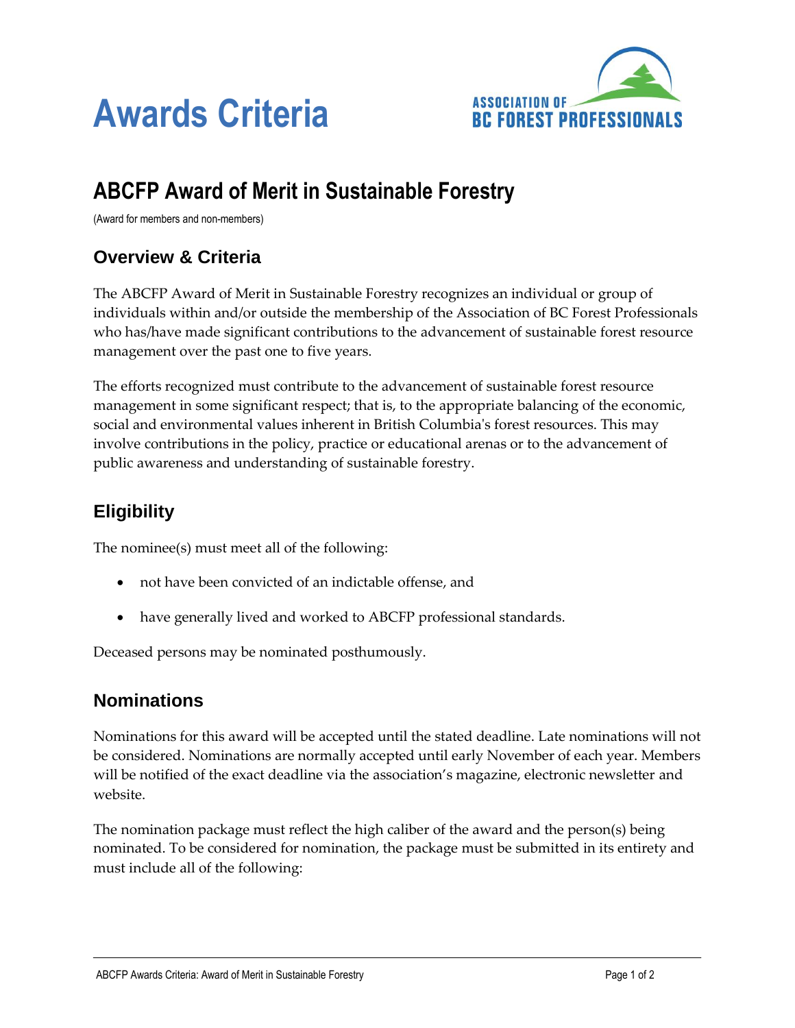# Awards Criteria

ASSOCIATION OF
BC FOREST PROFESSIONALS

## ABCFP Award of Merit in Sustainable Forestry

(Award for members and non-members)

### Overview & Criteria

The ABCFP Award of Merit in Sustainable Forestry recognizes an individual or group of individuals within and/or outside the membership of the Association of BC Forest Professionals who has/have made significant contributions to the advancement of sustainable forest resource management over the past one to five years.

The efforts recognized must contribute to the advancement of sustainable forest resource management in some significant respect; that is, to the appropriate balancing of the economic, social and environmental values inherent in British Columbia's forest resources. This may involve contributions in the policy, practice or educational arenas or to the advancement of public awareness and understanding of sustainable forestry.

### Eligibility

The nominee(s) must meet all of the following:

- not have been convicted of an indictable offense, and
- have generally lived and worked to ABCFP professional standards.

Deceased persons may be nominated posthumously.

### Nominations

Nominations for this award will be accepted until the stated deadline. Late nominations will not be considered. Nominations are normally accepted until early November of each year. Members will be notified of the exact deadline via the association's magazine, electronic newsletter and website.

The nomination package must reflect the high caliber of the award and the person(s) being nominated. To be considered for nomination, the package must be submitted in its entirety and must include all of the following: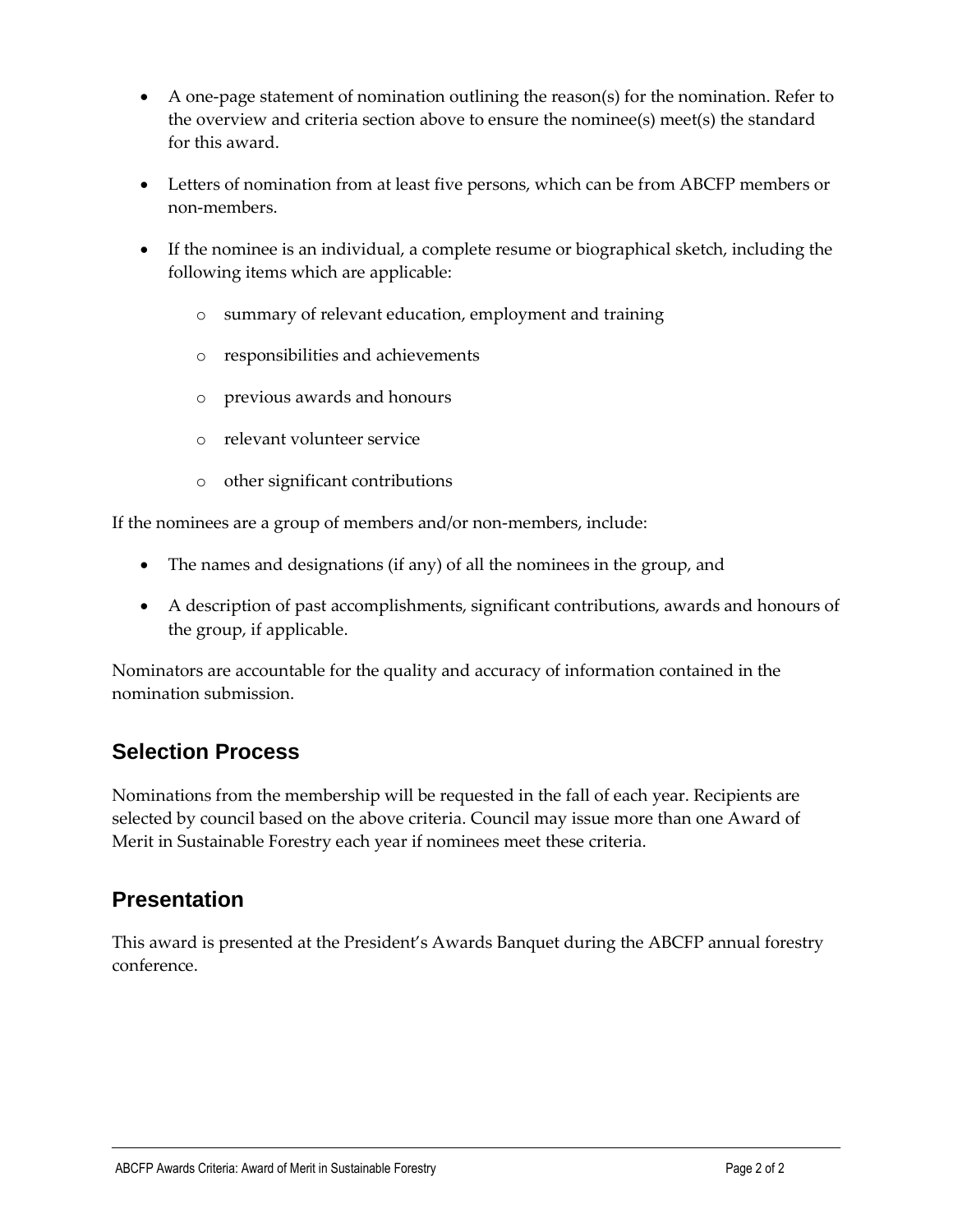- A one-page statement of nomination outlining the reason(s) for the nomination. Refer to the overview and criteria section above to ensure the nominee(s) meet(s) the standard for this award.
- Letters of nomination from at least five persons, which can be from ABCFP members or non-members.
- If the nominee is an individual, a complete resume or biographical sketch, including the following items which are applicable:
  - summary of relevant education, employment and training
  - responsibilities and achievements
  - previous awards and honours
  - relevant volunteer service
  - other significant contributions

If the nominees are a group of members and/or non-members, include:

- The names and designations (if any) of all the nominees in the group, and
- A description of past accomplishments, significant contributions, awards and honours of the group, if applicable.

Nominators are accountable for the quality and accuracy of information contained in the nomination submission.

## Selection Process

Nominations from the membership will be requested in the fall of each year. Recipients are selected by council based on the above criteria. Council may issue more than one Award of Merit in Sustainable Forestry each year if nominees meet these criteria.

## Presentation

This award is presented at the President's Awards Banquet during the ABCFP annual forestry conference.